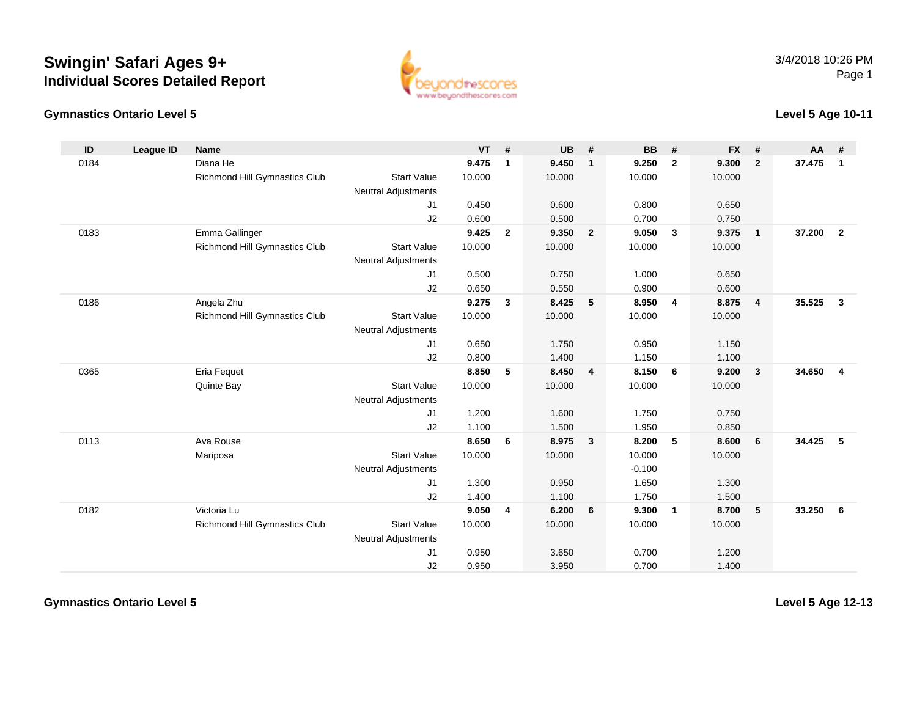# Swingin' Safari Ages 9+

## Individual Scores Detailed Report

### Gymnastics Ontario Level 5

### Level 5 Age 10-11

| ID | League ID | Name | | VT | # | UB | # | BB | # | FX | # | AA | # |
|---|---|---|---|---|---|---|---|---|---|---|---|---|---|
| 0184 | | Diana He | | **9.475** | **1** | **9.450** | **1** | **9.250** | **2** | **9.300** | **2** | **37.475** | **1** |
| | | Richmond Hill Gymnastics Club | Start Value | 10.000 | | 10.000 | | 10.000 | | 10.000 | | | |
| | | | Neutral Adjustments | | | | | | | | | | |
| | | | J1 | 0.450 | | 0.600 | | 0.800 | | 0.650 | | | |
| | | | J2 | 0.600 | | 0.500 | | 0.700 | | 0.750 | | | |
| 0183 | | Emma Gallinger | | **9.425** | **2** | **9.350** | **2** | **9.050** | **3** | **9.375** | **1** | **37.200** | **2** |
| | | Richmond Hill Gymnastics Club | Start Value | 10.000 | | 10.000 | | 10.000 | | 10.000 | | | |
| | | | Neutral Adjustments | | | | | | | | | | |
| | | | J1 | 0.500 | | 0.750 | | 1.000 | | 0.650 | | | |
| | | | J2 | 0.650 | | 0.550 | | 0.900 | | 0.600 | | | |
| 0186 | | Angela Zhu | | **9.275** | **3** | **8.425** | **5** | **8.950** | **4** | **8.875** | **4** | **35.525** | **3** |
| | | Richmond Hill Gymnastics Club | Start Value | 10.000 | | 10.000 | | 10.000 | | 10.000 | | | |
| | | | Neutral Adjustments | | | | | | | | | | |
| | | | J1 | 0.650 | | 1.750 | | 0.950 | | 1.150 | | | |
| | | | J2 | 0.800 | | 1.400 | | 1.150 | | 1.100 | | | |
| 0365 | | Eria Fequet | | **8.850** | **5** | **8.450** | **4** | **8.150** | **6** | **9.200** | **3** | **34.650** | **4** |
| | | Quinte Bay | Start Value | 10.000 | | 10.000 | | 10.000 | | 10.000 | | | |
| | | | Neutral Adjustments | | | | | | | | | | |
| | | | J1 | 1.200 | | 1.600 | | 1.750 | | 0.750 | | | |
| | | | J2 | 1.100 | | 1.500 | | 1.950 | | 0.850 | | | |
| 0113 | | Ava Rouse | | **8.650** | **6** | **8.975** | **3** | **8.200** | **5** | **8.600** | **6** | **34.425** | **5** |
| | | Mariposa | Start Value | 10.000 | | 10.000 | | 10.000 | | 10.000 | | | |
| | | | Neutral Adjustments | | | | | -0.100 | | | | | |
| | | | J1 | 1.300 | | 0.950 | | 1.650 | | 1.300 | | | |
| | | | J2 | 1.400 | | 1.100 | | 1.750 | | 1.500 | | | |
| 0182 | | Victoria Lu | | **9.050** | **4** | **6.200** | **6** | **9.300** | **1** | **8.700** | **5** | **33.250** | **6** |
| | | Richmond Hill Gymnastics Club | Start Value | 10.000 | | 10.000 | | 10.000 | | 10.000 | | | |
| | | | Neutral Adjustments | | | | | | | | | | |
| | | | J1 | 0.950 | | 3.650 | | 0.700 | | 1.200 | | | |
| | | | J2 | 0.950 | | 3.950 | | 0.700 | | 1.400 | | | |

### Gymnastics Ontario Level 5

### Level 5 Age 12-13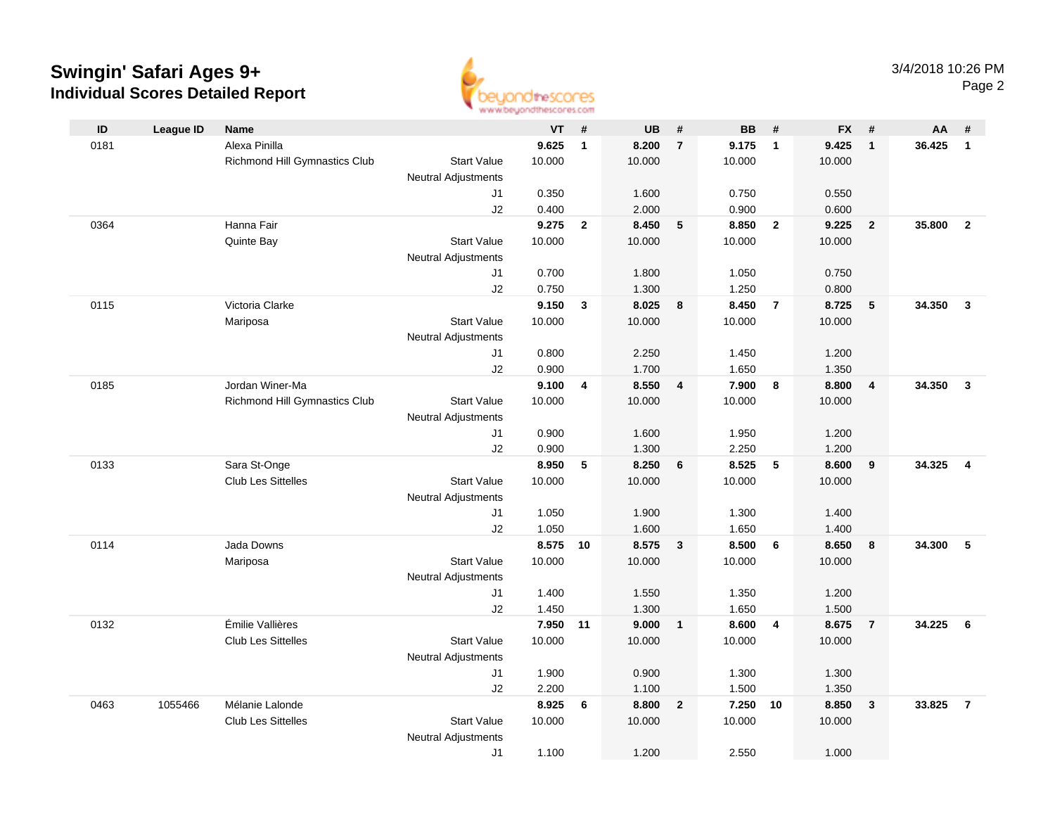# Swingin' Safari Ages 9+

## Individual Scores Detailed Report

3/4/2018 10:26 PM

| ID | League ID | Name | | VT | # | UB | # | BB | # | FX | # | AA | # |
|---|---|---|---|---|---|---|---|---|---|---|---|---|---|
| 0181 | | Alexa Pinilla | | **9.625** | **1** | **8.200** | **7** | **9.175** | **1** | **9.425** | **1** | **36.425** | **1** |
| | | Richmond Hill Gymnastics Club | Start Value | 10.000 | | 10.000 | | 10.000 | | 10.000 | | | |
| | | | Neutral Adjustments | | | | | | | | | | |
| | | | J1 | 0.350 | | 1.600 | | 0.750 | | 0.550 | | | |
| | | | J2 | 0.400 | | 2.000 | | 0.900 | | 0.600 | | | |
| 0364 | | Hanna Fair | | **9.275** | **2** | **8.450** | **5** | **8.850** | **2** | **9.225** | **2** | **35.800** | **2** |
| | | Quinte Bay | Start Value | 10.000 | | 10.000 | | 10.000 | | 10.000 | | | |
| | | | Neutral Adjustments | | | | | | | | | | |
| | | | J1 | 0.700 | | 1.800 | | 1.050 | | 0.750 | | | |
| | | | J2 | 0.750 | | 1.300 | | 1.250 | | 0.800 | | | |
| 0115 | | Victoria Clarke | | **9.150** | **3** | **8.025** | **8** | **8.450** | **7** | **8.725** | **5** | **34.350** | **3** |
| | | Mariposa | Start Value | 10.000 | | 10.000 | | 10.000 | | 10.000 | | | |
| | | | Neutral Adjustments | | | | | | | | | | |
| | | | J1 | 0.800 | | 2.250 | | 1.450 | | 1.200 | | | |
| | | | J2 | 0.900 | | 1.700 | | 1.650 | | 1.350 | | | |
| 0185 | | Jordan Winer-Ma | | **9.100** | **4** | **8.550** | **4** | **7.900** | **8** | **8.800** | **4** | **34.350** | **3** |
| | | Richmond Hill Gymnastics Club | Start Value | 10.000 | | 10.000 | | 10.000 | | 10.000 | | | |
| | | | Neutral Adjustments | | | | | | | | | | |
| | | | J1 | 0.900 | | 1.600 | | 1.950 | | 1.200 | | | |
| | | | J2 | 0.900 | | 1.300 | | 2.250 | | 1.200 | | | |
| 0133 | | Sara St-Onge | | **8.950** | **5** | **8.250** | **6** | **8.525** | **5** | **8.600** | **9** | **34.325** | **4** |
| | | Club Les Sittelles | Start Value | 10.000 | | 10.000 | | 10.000 | | 10.000 | | | |
| | | | Neutral Adjustments | | | | | | | | | | |
| | | | J1 | 1.050 | | 1.900 | | 1.300 | | 1.400 | | | |
| | | | J2 | 1.050 | | 1.600 | | 1.650 | | 1.400 | | | |
| 0114 | | Jada Downs | | **8.575** | **10** | **8.575** | **3** | **8.500** | **6** | **8.650** | **8** | **34.300** | **5** |
| | | Mariposa | Start Value | 10.000 | | 10.000 | | 10.000 | | 10.000 | | | |
| | | | Neutral Adjustments | | | | | | | | | | |
| | | | J1 | 1.400 | | 1.550 | | 1.350 | | 1.200 | | | |
| | | | J2 | 1.450 | | 1.300 | | 1.650 | | 1.500 | | | |
| 0132 | | Émilie Vallières | | **7.950** | **11** | **9.000** | **1** | **8.600** | **4** | **8.675** | **7** | **34.225** | **6** |
| | | Club Les Sittelles | Start Value | 10.000 | | 10.000 | | 10.000 | | 10.000 | | | |
| | | | Neutral Adjustments | | | | | | | | | | |
| | | | J1 | 1.900 | | 0.900 | | 1.300 | | 1.300 | | | |
| | | | J2 | 2.200 | | 1.100 | | 1.500 | | 1.350 | | | |
| 0463 | 1055466 | Mélanie Lalonde | | **8.925** | **6** | **8.800** | **2** | **7.250** | **10** | **8.850** | **3** | **33.825** | **7** |
| | | Club Les Sittelles | Start Value | 10.000 | | 10.000 | | 10.000 | | 10.000 | | | |
| | | | Neutral Adjustments | | | | | | | | | | |
| | | | J1 | 1.100 | | 1.200 | | 2.550 | | 1.000 | | | |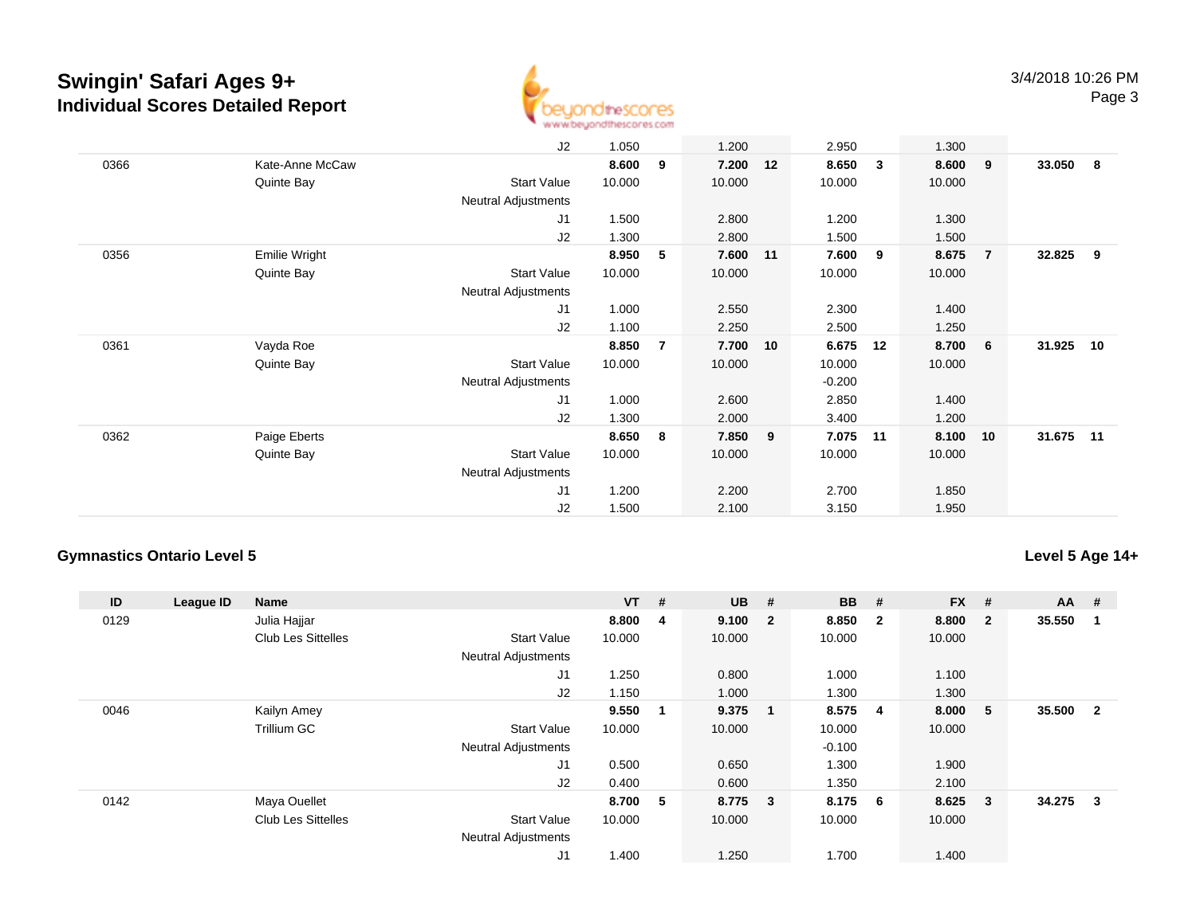# Swingin' Safari Ages 9+

## Individual Scores Detailed Report

3/4/2018 10:26 PM

| ID | League ID | Name | | VT | # | UB | # | BB | # | FX | # | AA | # |
|---|---|---|---|---|---|---|---|---|---|---|---|---|---|
| | | | J2 | 1.050 | | 1.200 | | 2.950 | | 1.300 | | | |
| 0366 | | Kate-Anne McCaw | | **8.600** | **9** | **7.200** | **12** | **8.650** | **3** | **8.600** | **9** | **33.050** | **8** |
| | | Quinte Bay | Start Value | 10.000 | | 10.000 | | 10.000 | | 10.000 | | | |
| | | | Neutral Adjustments | | | | | | | | | | |
| | | | J1 | 1.500 | | 2.800 | | 1.200 | | 1.300 | | | |
| | | | J2 | 1.300 | | 2.800 | | 1.500 | | 1.500 | | | |
| 0356 | | Emilie Wright | | **8.950** | **5** | **7.600** | **11** | **7.600** | **9** | **8.675** | **7** | **32.825** | **9** |
| | | Quinte Bay | Start Value | 10.000 | | 10.000 | | 10.000 | | 10.000 | | | |
| | | | Neutral Adjustments | | | | | | | | | | |
| | | | J1 | 1.000 | | 2.550 | | 2.300 | | 1.400 | | | |
| | | | J2 | 1.100 | | 2.250 | | 2.500 | | 1.250 | | | |
| 0361 | | Vayda Roe | | **8.850** | **7** | **7.700** | **10** | **6.675** | **12** | **8.700** | **6** | **31.925** | **10** |
| | | Quinte Bay | Start Value | 10.000 | | 10.000 | | 10.000 | | 10.000 | | | |
| | | | Neutral Adjustments | | | | | -0.200 | | | | | |
| | | | J1 | 1.000 | | 2.600 | | 2.850 | | 1.400 | | | |
| | | | J2 | 1.300 | | 2.000 | | 3.400 | | 1.200 | | | |
| 0362 | | Paige Eberts | | **8.650** | **8** | **7.850** | **9** | **7.075** | **11** | **8.100** | **10** | **31.675** | **11** |
| | | Quinte Bay | Start Value | 10.000 | | 10.000 | | 10.000 | | 10.000 | | | |
| | | | Neutral Adjustments | | | | | | | | | | |
| | | | J1 | 1.200 | | 2.200 | | 2.700 | | 1.850 | | | |
| | | | J2 | 1.500 | | 2.100 | | 3.150 | | 1.950 | | | |

### Gymnastics Ontario Level 5

**Level 5 Age 14+**

| ID | League ID | Name | | VT | # | UB | # | BB | # | FX | # | AA | # |
|---|---|---|---|---|---|---|---|---|---|---|---|---|---|
| 0129 | | Julia Hajjar | | **8.800** | **4** | **9.100** | **2** | **8.850** | **2** | **8.800** | **2** | **35.550** | **1** |
| | | Club Les Sittelles | Start Value | 10.000 | | 10.000 | | 10.000 | | 10.000 | | | |
| | | | Neutral Adjustments | | | | | | | | | | |
| | | | J1 | 1.250 | | 0.800 | | 1.000 | | 1.100 | | | |
| | | | J2 | 1.150 | | 1.000 | | 1.300 | | 1.300 | | | |
| 0046 | | Kailyn Amey | | **9.550** | **1** | **9.375** | **1** | **8.575** | **4** | **8.000** | **5** | **35.500** | **2** |
| | | Trillium GC | Start Value | 10.000 | | 10.000 | | 10.000 | | 10.000 | | | |
| | | | Neutral Adjustments | | | | | -0.100 | | | | | |
| | | | J1 | 0.500 | | 0.650 | | 1.300 | | 1.900 | | | |
| | | | J2 | 0.400 | | 0.600 | | 1.350 | | 2.100 | | | |
| 0142 | | Maya Ouellet | | **8.700** | **5** | **8.775** | **3** | **8.175** | **6** | **8.625** | **3** | **34.275** | **3** |
| | | Club Les Sittelles | Start Value | 10.000 | | 10.000 | | 10.000 | | 10.000 | | | |
| | | | Neutral Adjustments | | | | | | | | | | |
| | | | J1 | 1.400 | | 1.250 | | 1.700 | | 1.400 | | | |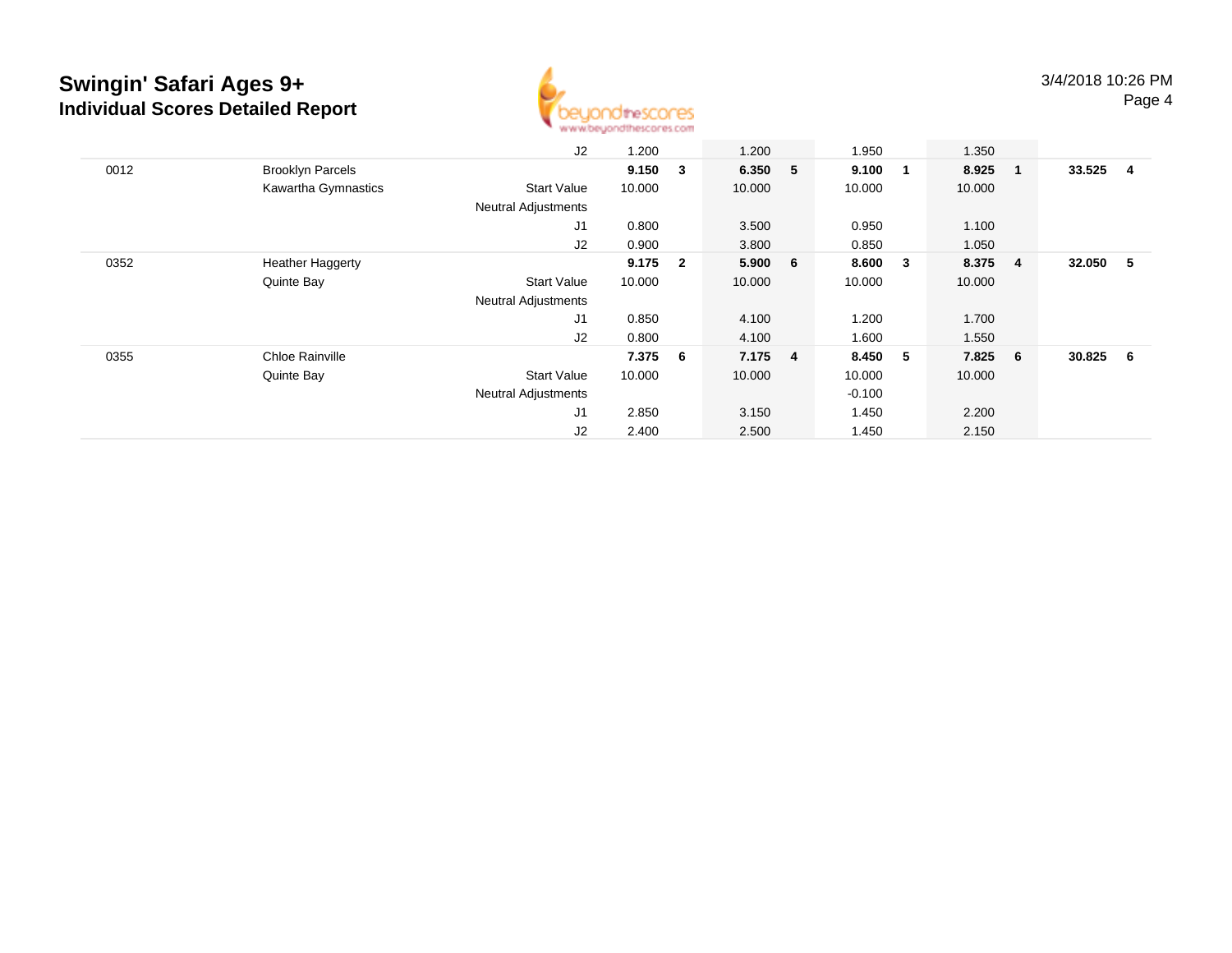# Swingin' Safari Ages 9+

## Individual Scores Detailed Report

| | | | | | | | | | | | | |
|---|---|---|---|---|---|---|---|---|---|---|---|---|
| | | J2 | 1.200 | | 1.200 | | 1.950 | | 1.350 | | | |
| 0012 | Brooklyn Parcels | | **9.150** | **3** | **6.350** | **5** | **9.100** | **1** | **8.925** | **1** | **33.525** | **4** |
| | Kawartha Gymnastics | Start Value | 10.000 | | 10.000 | | 10.000 | | 10.000 | | | |
| | | Neutral Adjustments | | | | | | | | | | |
| | | J1 | 0.800 | | 3.500 | | 0.950 | | 1.100 | | | |
| | | J2 | 0.900 | | 3.800 | | 0.850 | | 1.050 | | | |
| 0352 | Heather Haggerty | | **9.175** | **2** | **5.900** | **6** | **8.600** | **3** | **8.375** | **4** | **32.050** | **5** |
| | Quinte Bay | Start Value | 10.000 | | 10.000 | | 10.000 | | 10.000 | | | |
| | | Neutral Adjustments | | | | | | | | | | |
| | | J1 | 0.850 | | 4.100 | | 1.200 | | 1.700 | | | |
| | | J2 | 0.800 | | 4.100 | | 1.600 | | 1.550 | | | |
| 0355 | Chloe Rainville | | **7.375** | **6** | **7.175** | **4** | **8.450** | **5** | **7.825** | **6** | **30.825** | **6** |
| | Quinte Bay | Start Value | 10.000 | | 10.000 | | 10.000 | | 10.000 | | | |
| | | Neutral Adjustments | | | | | -0.100 | | | | | |
| | | J1 | 2.850 | | 3.150 | | 1.450 | | 2.200 | | | |
| | | J2 | 2.400 | | 2.500 | | 1.450 | | 2.150 | | | |